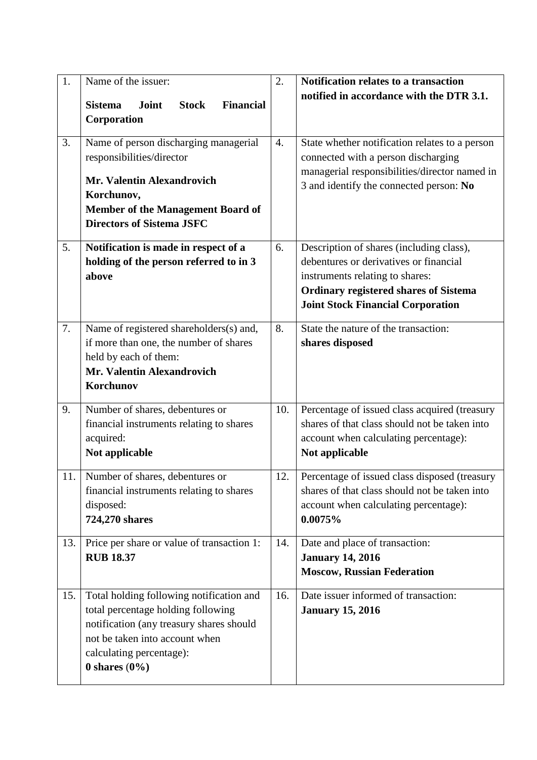| 1. | Name of the issuer:<br>**Sistema Joint Stock Financial Corporation** | 2. | **Notification relates to a transaction notified in accordance with the DTR 3.1.** |
|---|---|---|---|
| 3. | Name of person discharging managerial responsibilities/director<br>**Mr. Valentin Alexandrovich Korchunov,**<br>**Member of the Management Board of Directors of Sistema JSFC** | 4. | State whether notification relates to a person connected with a person discharging managerial responsibilities/director named in 3 and identify the connected person: **No** |
| 5. | **Notification is made in respect of a holding of the person referred to in 3 above** | 6. | Description of shares (including class), debentures or derivatives or financial instruments relating to shares:<br>**Ordinary registered shares of Sistema Joint Stock Financial Corporation** |
| 7. | Name of registered shareholders(s) and, if more than one, the number of shares held by each of them:<br>**Mr. Valentin Alexandrovich Korchunov** | 8. | State the nature of the transaction:<br>**shares disposed** |
| 9. | Number of shares, debentures or financial instruments relating to shares acquired:<br>**Not applicable** | 10. | Percentage of issued class acquired (treasury shares of that class should not be taken into account when calculating percentage):<br>**Not applicable** |
| 11. | Number of shares, debentures or financial instruments relating to shares disposed:<br>**724,270 shares** | 12. | Percentage of issued class disposed (treasury shares of that class should not be taken into account when calculating percentage):<br>**0.0075%** |
| 13. | Price per share or value of transaction 1:<br>**RUB 18.37** | 14. | Date and place of transaction:<br>**January 14, 2016**<br>**Moscow, Russian Federation** |
| 15. | Total holding following notification and total percentage holding following notification (any treasury shares should not be taken into account when calculating percentage):<br>**0 shares (0%)** | 16. | Date issuer informed of transaction:<br>**January 15, 2016** |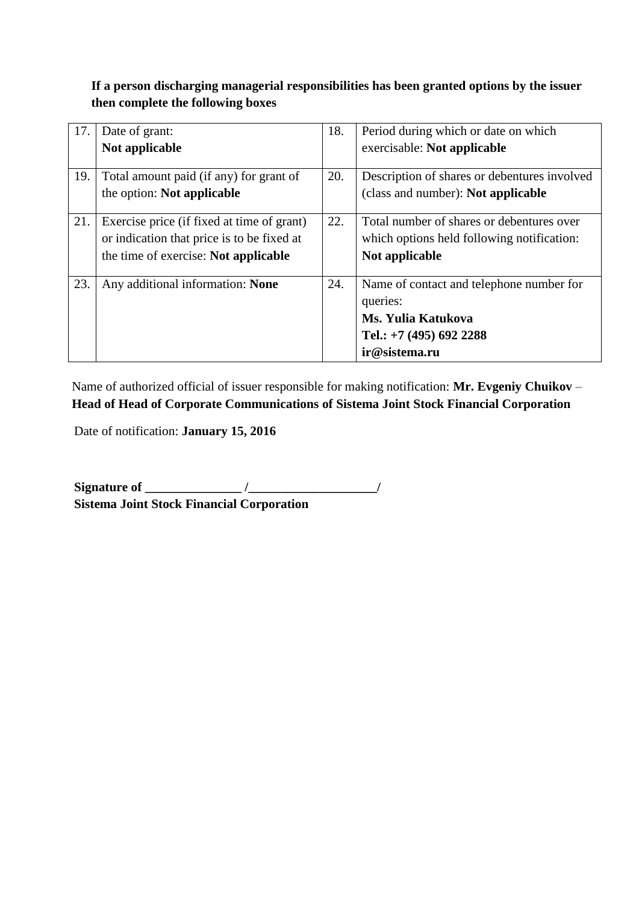**If a person discharging managerial responsibilities has been granted options by the issuer then complete the following boxes**

| | | | |
|---|---|---|---|
| 17. | Date of grant:<br>**Not applicable** | 18. | Period during which or date on which exercisable: **Not applicable** |
| 19. | Total amount paid (if any) for grant of the option: **Not applicable** | 20. | Description of shares or debentures involved (class and number): **Not applicable** |
| 21. | Exercise price (if fixed at time of grant) or indication that price is to be fixed at the time of exercise: **Not applicable** | 22. | Total number of shares or debentures over which options held following notification: **Not applicable** |
| 23. | Any additional information: **None** | 24. | Name of contact and telephone number for queries:<br>**Ms. Yulia Katukova**<br>**Tel.: +7 (495) 692 2288**<br>**ir@sistema.ru** |

Name of authorized official of issuer responsible for making notification: **Mr. Evgeniy Chuikov** – **Head of Head of Corporate Communications of Sistema Joint Stock Financial Corporation**

Date of notification: **January 15, 2016**

**Signature of _______________ /____________________/**
**Sistema Joint Stock Financial Corporation**